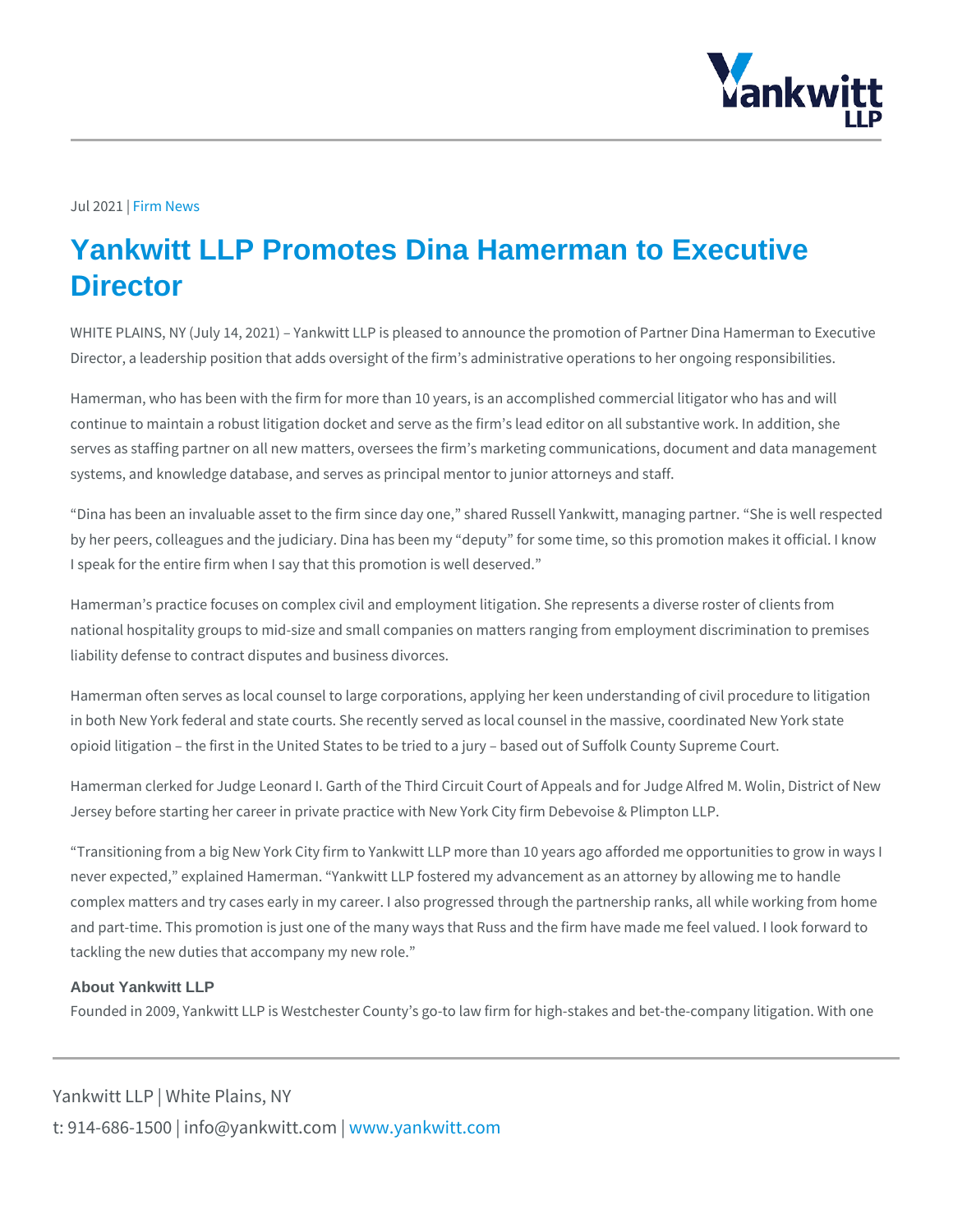Jul 2021 | Firm News

# Yankwitt LLP Promotes Dina Hamerman to Executive Director

WHITE PLAINS, NY (July 14, 2021) – Yankwitt LLP is pleased to announce the promotion of Partner Dina Hamerman to Executive Director, a leadership position that adds oversight of the firm's administrative operations to her ongoing responsibilities.

Hamerman, who has been with the firm for more than 10 years, is an accomplished commercial litigator who has and will continue to maintain a robust litigation docket and serve as the firm's lead editor on all substantive work. In addition, she serves as staffing partner on all new matters, oversees the firm's marketing communications, document and data management systems, and knowledge database, and serves as principal mentor to junior attorneys and staff.

"Dina has been an invaluable asset to the firm since day one," shared Russell Yankwitt, managing partner. "She is well respected by her peers, colleagues and the judiciary. Dina has been my "deputy" for some time, so this promotion makes it official. I know I speak for the entire firm when I say that this promotion is well deserved."

Hamerman's practice focuses on complex civil and employment litigation. She represents a diverse roster of clients from national hospitality groups to mid-size and small companies on matters ranging from employment discrimination to premises liability defense to contract disputes and business divorces.

Hamerman often serves as local counsel to large corporations, applying her keen understanding of civil procedure to litigation in both New York federal and state courts. She recently served as local counsel in the massive, coordinated New York state opioid litigation – the first in the United States to be tried to a jury – based out of Suffolk County Supreme Court.

Hamerman clerked for Judge Leonard I. Garth of the Third Circuit Court of Appeals and for Judge Alfred M. Wolin, District of New Jersey before starting her career in private practice with New York City firm Debevoise & Plimpton LLP.

"Transitioning from a big New York City firm to Yankwitt LLP more than 10 years ago afforded me opportunities to grow in ways I never expected," explained Hamerman. "Yankwitt LLP fostered my advancement as an attorney by allowing me to handle complex matters and try cases early in my career. I also progressed through the partnership ranks, all while working from home and part-time. This promotion is just one of the many ways that Russ and the firm have made me feel valued. I look forward to tackling the new duties that accompany my new role."

### About Yankwitt LLP

Founded in 2009, Yankwitt LLP is Westchester County's go-to law firm for high-stakes and bet-the-company litigation. With one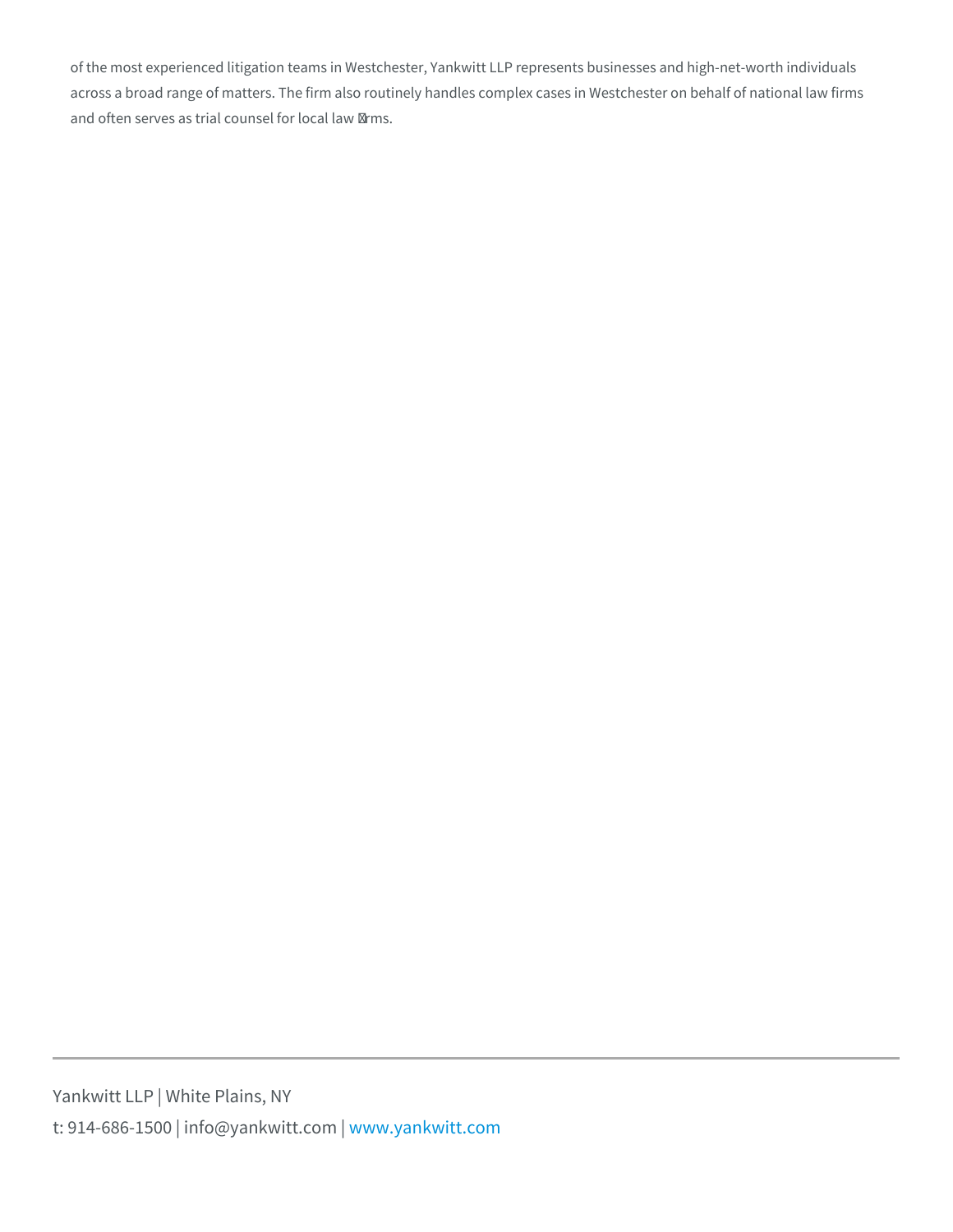of the most experienced litigation teams in Westchester, Yankwitt LLP represents businesses and high-net-worth individuals across a broad range of matters. The firm also routinely handles complex cases in Westchester on behalf of national law firms and often serves as trial counsel for local law firms.

---

Yankwitt LLP | White Plains, NY

t: 914-686-1500 | info@yankwitt.com | www.yankwitt.com